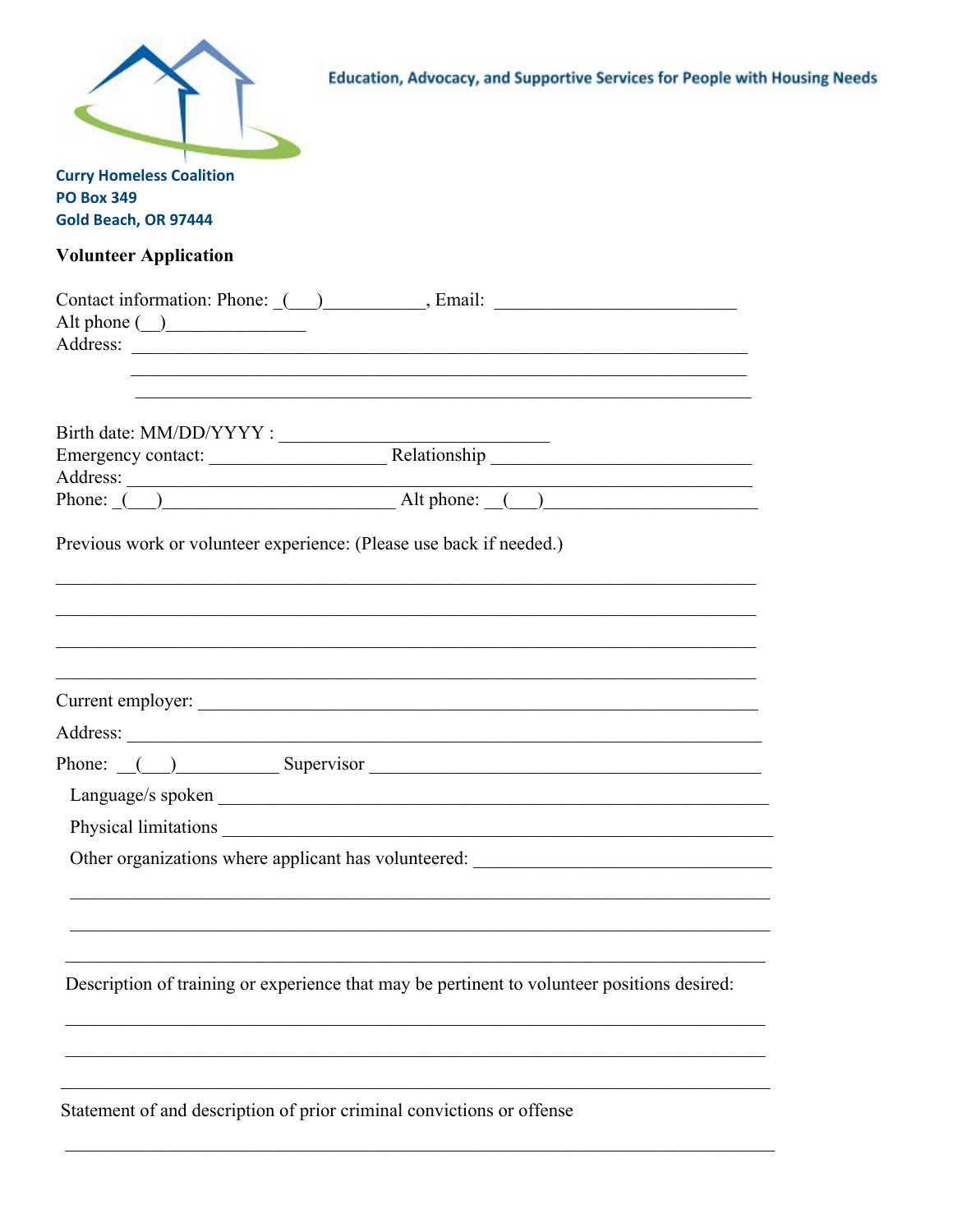Education, Advocacy, and Supportive Services for People with Housing Needs

**Curry Homeless Coalition**
**PO Box 349**
**Gold Beach, OR 97444**

**Volunteer Application**

Contact information: Phone: _(___)___________, Email: __________________________
Alt phone (__)_______________
Address: ____________________________________________________________________
____________________________________________________________________
____________________________________________________________________

Birth date: MM/DD/YYYY : ____________________________
Emergency contact: __________________ Relationship ___________________________
Address: _________________________________________________________________
Phone: _(___)__________________________ Alt phone: __(___)______________________

Previous work or volunteer experience: (Please use back if needed.)

_____________________________________________________________________________
_____________________________________________________________________________
_____________________________________________________________________________
_____________________________________________________________________________

Current employer: ___________________________________________________________

Address: _________________________________________________________________

Phone: __(___)__________ Supervisor ______________________________________

Language/s spoken ___________________________________________________________

Physical limitations __________________________________________________________

Other organizations where applicant has volunteered: ________________________________

_____________________________________________________________________________
_____________________________________________________________________________
_____________________________________________________________________________

Description of training or experience that may be pertinent to volunteer positions desired:

_____________________________________________________________________________
_____________________________________________________________________________
_____________________________________________________________________________

Statement of and description of prior criminal convictions or offense

_____________________________________________________________________________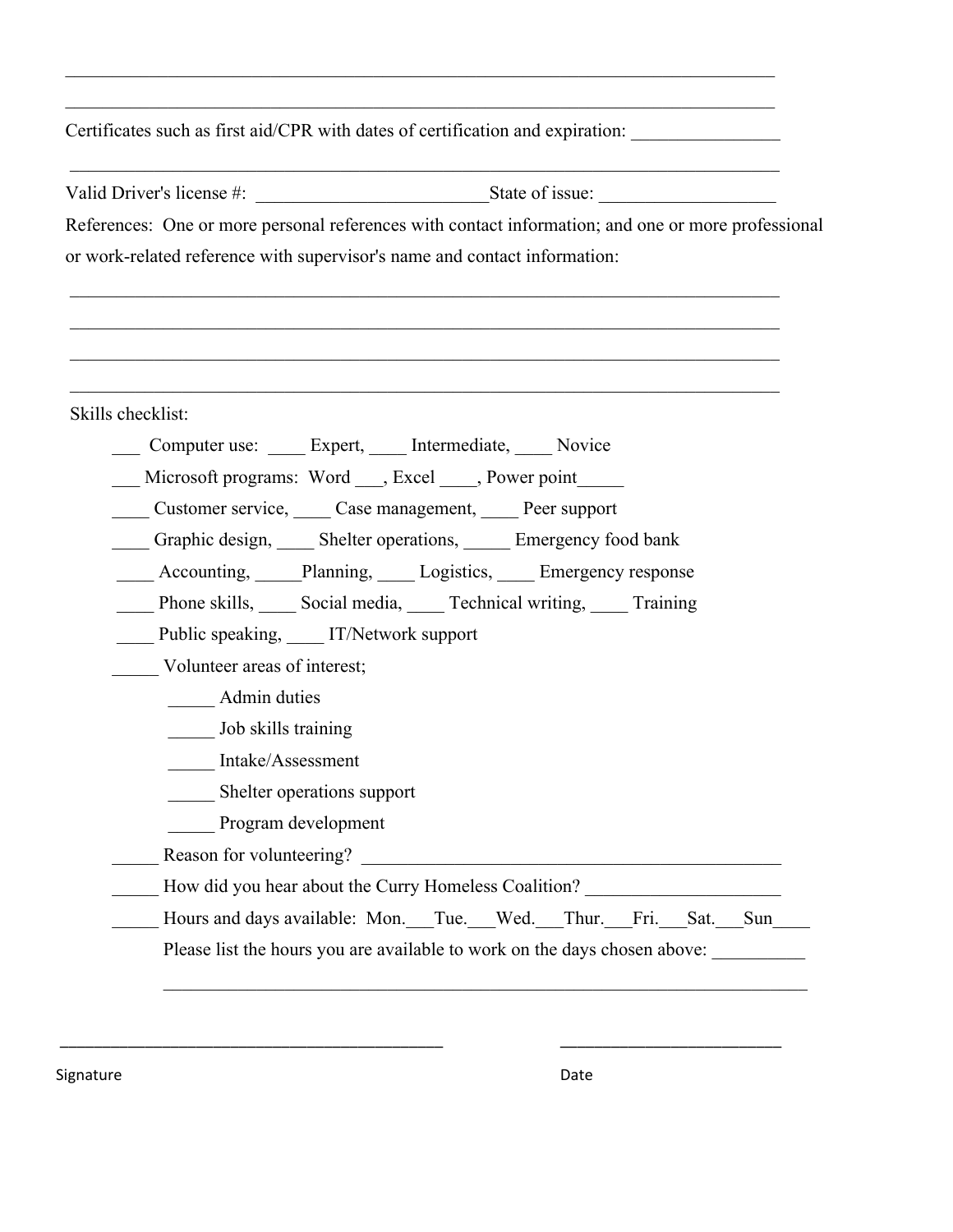\_\_\_\_\_\_\_\_\_\_\_\_\_\_\_\_\_\_\_\_\_\_\_\_\_\_\_\_\_\_\_\_\_\_\_\_\_\_\_\_\_\_\_\_\_\_\_\_\_\_\_\_\_\_\_\_\_\_\_\_\_\_\_\_\_\_\_\_\_\_\_\_

\_\_\_\_\_\_\_\_\_\_\_\_\_\_\_\_\_\_\_\_\_\_\_\_\_\_\_\_\_\_\_\_\_\_\_\_\_\_\_\_\_\_\_\_\_\_\_\_\_\_\_\_\_\_\_\_\_\_\_\_\_\_\_\_\_\_\_\_\_\_\_\_

Certificates such as first aid/CPR with dates of certification and expiration: \_\_\_\_\_\_\_\_\_\_\_\_\_\_\_\_

\_\_\_\_\_\_\_\_\_\_\_\_\_\_\_\_\_\_\_\_\_\_\_\_\_\_\_\_\_\_\_\_\_\_\_\_\_\_\_\_\_\_\_\_\_\_\_\_\_\_\_\_\_\_\_\_\_\_\_\_\_\_\_\_\_\_\_\_\_\_\_\_

Valid Driver's license #: \_\_\_\_\_\_\_\_\_\_\_\_\_\_\_\_\_\_\_\_\_\_\_\_\_State of issue: \_\_\_\_\_\_\_\_\_\_\_\_\_\_\_\_\_\_\_

References: One or more personal references with contact information; and one or more professional or work-related reference with supervisor's name and contact information:

\_\_\_\_\_\_\_\_\_\_\_\_\_\_\_\_\_\_\_\_\_\_\_\_\_\_\_\_\_\_\_\_\_\_\_\_\_\_\_\_\_\_\_\_\_\_\_\_\_\_\_\_\_\_\_\_\_\_\_\_\_\_\_\_\_\_\_\_\_\_\_\_

\_\_\_\_\_\_\_\_\_\_\_\_\_\_\_\_\_\_\_\_\_\_\_\_\_\_\_\_\_\_\_\_\_\_\_\_\_\_\_\_\_\_\_\_\_\_\_\_\_\_\_\_\_\_\_\_\_\_\_\_\_\_\_\_\_\_\_\_\_\_\_\_

\_\_\_\_\_\_\_\_\_\_\_\_\_\_\_\_\_\_\_\_\_\_\_\_\_\_\_\_\_\_\_\_\_\_\_\_\_\_\_\_\_\_\_\_\_\_\_\_\_\_\_\_\_\_\_\_\_\_\_\_\_\_\_\_\_\_\_\_\_\_\_\_

\_\_\_\_\_\_\_\_\_\_\_\_\_\_\_\_\_\_\_\_\_\_\_\_\_\_\_\_\_\_\_\_\_\_\_\_\_\_\_\_\_\_\_\_\_\_\_\_\_\_\_\_\_\_\_\_\_\_\_\_\_\_\_\_\_\_\_\_\_\_\_\_

Skills checklist:

- \_\_\_ Computer use: \_\_\_\_ Expert, \_\_\_\_ Intermediate, \_\_\_\_ Novice
- \_\_\_ Microsoft programs: Word \_\_\_, Excel \_\_\_\_, Power point\_\_\_\_\_
- \_\_\_\_ Customer service, \_\_\_\_ Case management, \_\_\_\_ Peer support
- \_\_\_\_ Graphic design, \_\_\_\_ Shelter operations, \_\_\_\_\_ Emergency food bank
- \_\_\_\_ Accounting, \_\_\_\_\_Planning, \_\_\_\_ Logistics, \_\_\_\_ Emergency response
- \_\_\_\_ Phone skills, \_\_\_\_ Social media, \_\_\_\_ Technical writing, \_\_\_\_ Training
- \_\_\_\_ Public speaking, \_\_\_\_ IT/Network support
- \_\_\_\_\_ Volunteer areas of interest;
  - \_\_\_\_\_ Admin duties
  - \_\_\_\_\_ Job skills training
  - \_\_\_\_\_ Intake/Assessment
  - \_\_\_\_\_ Shelter operations support
  - \_\_\_\_\_ Program development
- \_\_\_\_\_ Reason for volunteering? \_\_\_\_\_\_\_\_\_\_\_\_\_\_\_\_\_\_\_\_\_\_\_\_\_\_\_\_\_\_\_\_\_\_\_\_\_\_\_\_\_\_\_\_\_\_\_
- \_\_\_\_\_ How did you hear about the Curry Homeless Coalition? \_\_\_\_\_\_\_\_\_\_\_\_\_\_\_\_\_\_\_\_\_
- \_\_\_\_\_ Hours and days available: Mon.\_\_\_Tue.\_\_\_Wed.\_\_\_Thur.\_\_\_Fri.\_\_\_Sat.\_\_\_Sun\_\_\_\_

  Please list the hours you are available to work on the days chosen above: \_\_\_\_\_\_\_\_\_\_

  \_\_\_\_\_\_\_\_\_\_\_\_\_\_\_\_\_\_\_\_\_\_\_\_\_\_\_\_\_\_\_\_\_\_\_\_\_\_\_\_\_\_\_\_\_\_\_\_\_\_\_\_\_\_\_\_\_\_\_\_\_\_\_\_\_\_\_\_\_

\_\_\_\_\_\_\_\_\_\_\_\_\_\_\_\_\_\_\_\_\_\_\_\_\_\_\_\_\_\_\_\_\_\_\_\_\_\_\_\_\_ \_\_\_\_\_\_\_\_\_\_\_\_\_\_\_\_\_\_\_\_\_\_\_\_\_

Signature Date